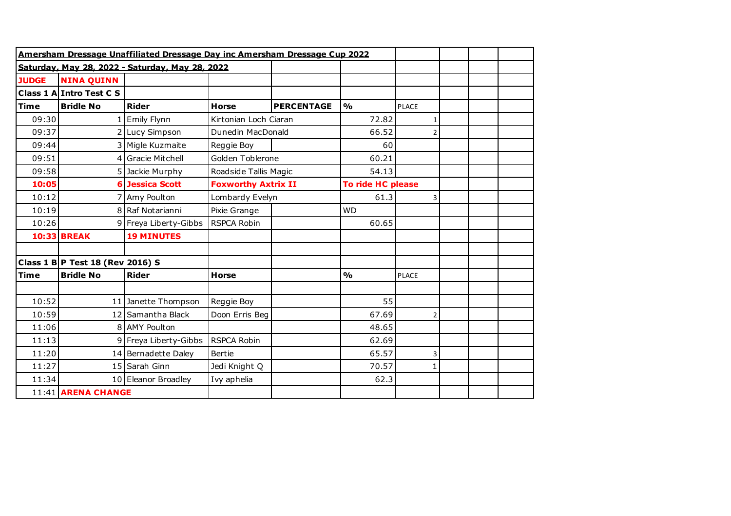**Amersham Dressage Unaffiliated Dressage Day inc Amersham Dressage Cup 2022**

**Saturday, May 28, 2022 - Saturday, May 28, 2022**

**JUDGE** **NINA QUINN**

**Class 1 A Intro Test C S**

| Time | Bridle No | Rider | Horse | PERCENTAGE | % | PLACE |
|---|---|---|---|---|---|---|
| 09:30 | 1 | Emily Flynn | Kirtonian Loch Ciaran | | 72.82 | 1 |
| 09:37 | 2 | Lucy Simpson | Dunedin MacDonald | | 66.52 | 2 |
| 09:44 | 3 | Migle Kuzmaite | Reggie Boy | | 60 | |
| 09:51 | 4 | Gracie Mitchell | Golden Toblerone | | 60.21 | |
| 09:58 | 5 | Jackie Murphy | Roadside Tallis Magic | | 54.13 | |
| **10:05** | **6** | **Jessica Scott** | **Foxworthy Axtrix II** | | **To ride HC please** | |
| 10:12 | 7 | Amy Poulton | Lombardy Evelyn | | 61.3 | 3 |
| 10:19 | 8 | Raf Notarianni | Pixie Grange | | WD | |
| 10:26 | 9 | Freya Liberty-Gibbs | RSPCA Robin | | 60.65 | |
| **10:33** | **BREAK** | **19 MINUTES** | | | | |

**Class 1 B P Test 18 (Rev 2016) S**

| Time | Bridle No | Rider | Horse | | % | PLACE |
|---|---|---|---|---|---|---|
| 10:52 | 11 | Janette Thompson | Reggie Boy | | 55 | |
| 10:59 | 12 | Samantha Black | Doon Erris Beg | | 67.69 | 2 |
| 11:06 | 8 | AMY Poulton | | | 48.65 | |
| 11:13 | 9 | Freya Liberty-Gibbs | RSPCA Robin | | 62.69 | |
| 11:20 | 14 | Bernadette Daley | Bertie | | 65.57 | 3 |
| 11:27 | 15 | Sarah Ginn | Jedi Knight Q | | 70.57 | 1 |
| 11:34 | 10 | Eleanor Broadley | Ivy aphelia | | 62.3 | |
| 11:41 | **ARENA CHANGE** | | | | | |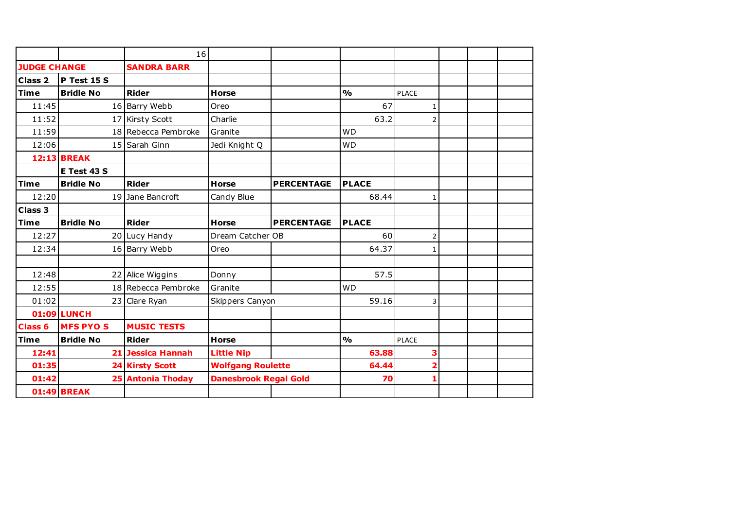| | | 16 | | | | | | | |
|---|---|---|---|---|---|---|---|---|---|
| **JUDGE CHANGE** | | **SANDRA BARR** | | | | | | | |
| **Class 2** | **P Test 15 S** | | | | | | | | |
| **Time** | **Bridle No** | **Rider** | **Horse** | | **%** | PLACE | | | |
| 11:45 | 16 | Barry Webb | Oreo | | 67 | 1 | | | |
| 11:52 | 17 | Kirsty Scott | Charlie | | 63.2 | 2 | | | |
| 11:59 | 18 | Rebecca Pembroke | Granite | | WD | | | | |
| 12:06 | 15 | Sarah Ginn | Jedi Knight Q | | WD | | | | |
| **12:13** | **BREAK** | | | | | | | | |
| | **E Test 43 S** | | | | | | | | |
| **Time** | **Bridle No** | **Rider** | **Horse** | **PERCENTAGE** | **PLACE** | | | | |
| 12:20 | 19 | Jane Bancroft | Candy Blue | | 68.44 | 1 | | | |
| **Class 3** | | | | | | | | | |
| **Time** | **Bridle No** | **Rider** | **Horse** | **PERCENTAGE** | **PLACE** | | | | |
| 12:27 | 20 | Lucy Handy | Dream Catcher OB | | 60 | 2 | | | |
| 12:34 | 16 | Barry Webb | Oreo | | 64.37 | 1 | | | |
| | | | | | | | | | |
| 12:48 | 22 | Alice Wiggins | Donny | | 57.5 | | | | |
| 12:55 | 18 | Rebecca Pembroke | Granite | | WD | | | | |
| 01:02 | 23 | Clare Ryan | Skippers Canyon | | 59.16 | 3 | | | |
| **01:09** | **LUNCH** | | | | | | | | |
| **Class 6** | **MFS PYO S** | **MUSIC TESTS** | | | | | | | |
| **Time** | **Bridle No** | **Rider** | **Horse** | | **%** | PLACE | | | |
| **12:41** | **21** | **Jessica Hannah** | **Little Nip** | | **63.88** | **3** | | | |
| **01:35** | **24** | **Kirsty Scott** | **Wolfgang Roulette** | | **64.44** | **2** | | | |
| **01:42** | **25** | **Antonia Thoday** | **Danesbrook Regal Gold** | | **70** | **1** | | | |
| **01:49** | **BREAK** | | | | | | | | |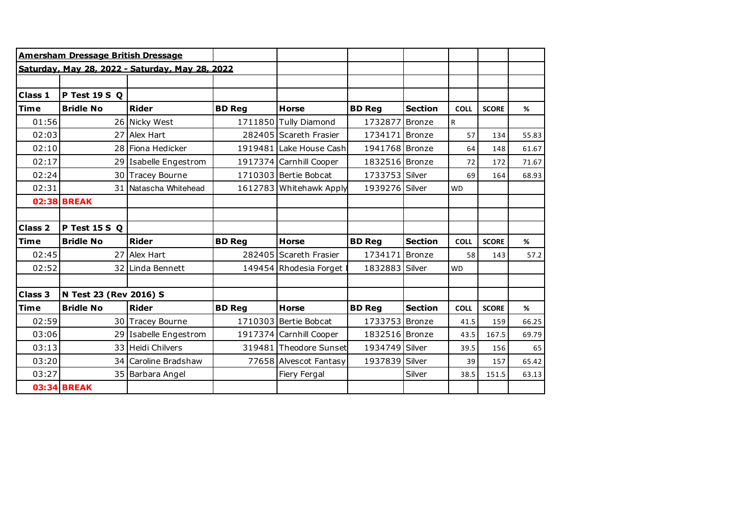| **Amersham Dressage British Dressage** | | | | | | | | | |
|---|---|---|---|---|---|---|---|---|---|
| **Saturday, May 28, 2022 - Saturday, May 28, 2022** | | | | | | | | | |
| | | | | | | | | | |
| **Class 1** | **P Test 19 S Q** | | | | | | | | |
| **Time** | **Bridle No** | **Rider** | **BD Reg** | **Horse** | **BD Reg** | **Section** | **COLL** | **SCORE** | **%** |
| 01:56 | 26 | Nicky West | 1711850 | Tully Diamond | 1732877 | Bronze | R | | |
| 02:03 | 27 | Alex Hart | 282405 | Scareth Frasier | 1734171 | Bronze | 57 | 134 | 55.83 |
| 02:10 | 28 | Fiona Hedicker | 1919481 | Lake House Cash | 1941768 | Bronze | 64 | 148 | 61.67 |
| 02:17 | 29 | Isabelle Engestrom | 1917374 | Carnhill Cooper | 1832516 | Bronze | 72 | 172 | 71.67 |
| 02:24 | 30 | Tracey Bourne | 1710303 | Bertie Bobcat | 1733753 | Silver | 69 | 164 | 68.93 |
| 02:31 | 31 | Natascha Whitehead | 1612783 | Whitehawk Apply | 1939276 | Silver | WD | | |
| **02:38** | **BREAK** | | | | | | | | |
| | | | | | | | | | |
| **Class 2** | **P Test 15 S Q** | | | | | | | | |
| **Time** | **Bridle No** | **Rider** | **BD Reg** | **Horse** | **BD Reg** | **Section** | **COLL** | **SCORE** | **%** |
| 02:45 | 27 | Alex Hart | 282405 | Scareth Frasier | 1734171 | Bronze | 58 | 143 | 57.2 |
| 02:52 | 32 | Linda Bennett | 149454 | Rhodesia Forget | 1832883 | Silver | WD | | |
| | | | | | | | | | |
| **Class 3** | **N Test 23 (Rev 2016) S** | | | | | | | | |
| **Time** | **Bridle No** | **Rider** | **BD Reg** | **Horse** | **BD Reg** | **Section** | **COLL** | **SCORE** | **%** |
| 02:59 | 30 | Tracey Bourne | 1710303 | Bertie Bobcat | 1733753 | Bronze | 41.5 | 159 | 66.25 |
| 03:06 | 29 | Isabelle Engestrom | 1917374 | Carnhill Cooper | 1832516 | Bronze | 43.5 | 167.5 | 69.79 |
| 03:13 | 33 | Heidi Chilvers | 319481 | Theodore Sunset | 1934749 | Silver | 39.5 | 156 | 65 |
| 03:20 | 34 | Caroline Bradshaw | 77658 | Alvescot Fantasy | 1937839 | Silver | 39 | 157 | 65.42 |
| 03:27 | 35 | Barbara Angel | | Fiery Fergal | | Silver | 38.5 | 151.5 | 63.13 |
| **03:34** | **BREAK** | | | | | | | | |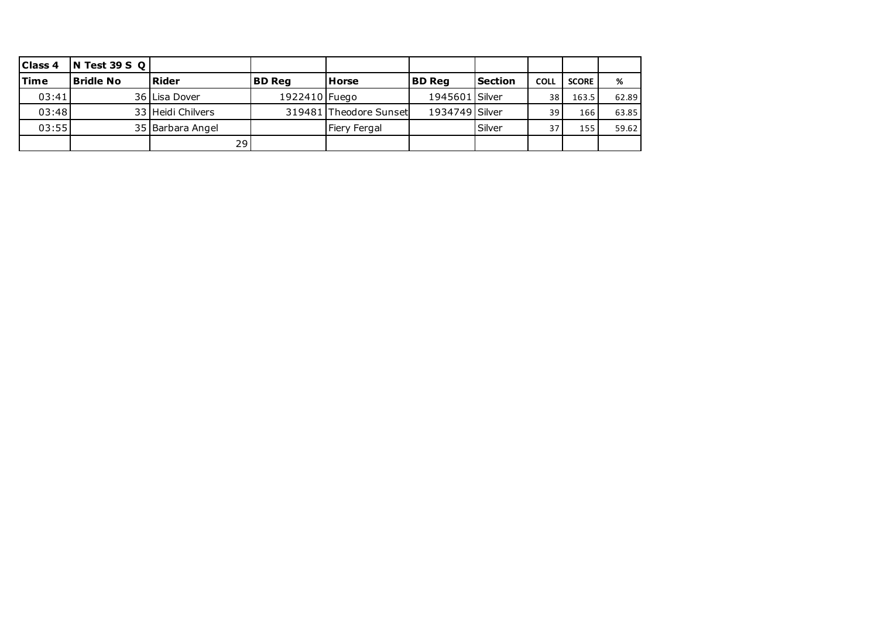| Class 4 | N Test 39 S Q | | | | | | | | |
|---|---|---|---|---|---|---|---|---|---|
| **Time** | **Bridle No** | **Rider** | **BD Reg** | **Horse** | **BD Reg** | **Section** | **COLL** | **SCORE** | **%** |
| 03:41 | 36 | Lisa Dover | 1922410 | Fuego | 1945601 | Silver | 38 | 163.5 | 62.89 |
| 03:48 | 33 | Heidi Chilvers | 319481 | Theodore Sunset | 1934749 | Silver | 39 | 166 | 63.85 |
| 03:55 | 35 | Barbara Angel | | Fiery Fergal | | Silver | 37 | 155 | 59.62 |
| | | 29 | | | | | | | |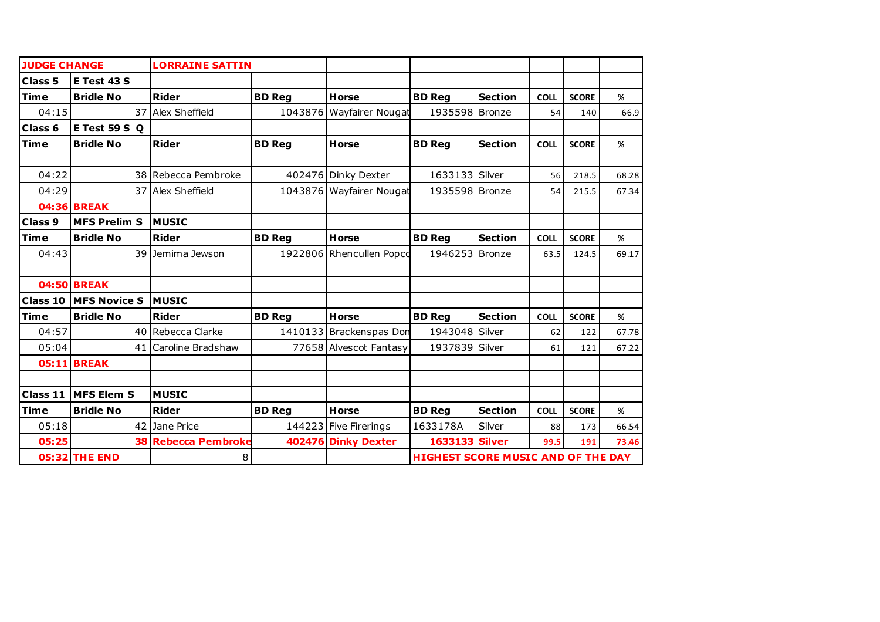| | | | | | | | | | |
|---|---|---|---|---|---|---|---|---|---|
| **JUDGE CHANGE** | | **LORRAINE SATTIN** | | | | | | | |
| **Class 5** | **E Test 43 S** | | | | | | | | |
| **Time** | **Bridle No** | **Rider** | **BD Reg** | **Horse** | **BD Reg** | **Section** | **COLL** | **SCORE** | **%** |
| 04:15 | 37 | Alex Sheffield | 1043876 | Wayfairer Nougat | 1935598 | Bronze | 54 | 140 | 66.9 |
| **Class 6** | **E Test 59 S Q** | | | | | | | | |
| **Time** | **Bridle No** | **Rider** | **BD Reg** | **Horse** | **BD Reg** | **Section** | **COLL** | **SCORE** | **%** |
| | | | | | | | | | |
| 04:22 | 38 | Rebecca Pembroke | 402476 | Dinky Dexter | 1633133 | Silver | 56 | 218.5 | 68.28 |
| 04:29 | 37 | Alex Sheffield | 1043876 | Wayfairer Nougat | 1935598 | Bronze | 54 | 215.5 | 67.34 |
| **04:36** | **BREAK** | | | | | | | | |
| **Class 9** | **MFS Prelim S** | **MUSIC** | | | | | | | |
| **Time** | **Bridle No** | **Rider** | **BD Reg** | **Horse** | **BD Reg** | **Section** | **COLL** | **SCORE** | **%** |
| 04:43 | 39 | Jemima Jewson | 1922806 | Rhencullen Popco | 1946253 | Bronze | 63.5 | 124.5 | 69.17 |
| | | | | | | | | | |
| **04:50** | **BREAK** | | | | | | | | |
| **Class 10** | **MFS Novice S** | **MUSIC** | | | | | | | |
| **Time** | **Bridle No** | **Rider** | **BD Reg** | **Horse** | **BD Reg** | **Section** | **COLL** | **SCORE** | **%** |
| 04:57 | 40 | Rebecca Clarke | 1410133 | Brackenspas Don | 1943048 | Silver | 62 | 122 | 67.78 |
| 05:04 | 41 | Caroline Bradshaw | 77658 | Alvescot Fantasy | 1937839 | Silver | 61 | 121 | 67.22 |
| **05:11** | **BREAK** | | | | | | | | |
| | | | | | | | | | |
| **Class 11** | **MFS Elem S** | **MUSIC** | | | | | | | |
| **Time** | **Bridle No** | **Rider** | **BD Reg** | **Horse** | **BD Reg** | **Section** | **COLL** | **SCORE** | **%** |
| 05:18 | 42 | Jane Price | 144223 | Five Firerings | 1633178A | Silver | 88 | 173 | 66.54 |
| **05:25** | **38** | **Rebecca Pembroke** | **402476** | **Dinky Dexter** | **1633133** | **Silver** | **99.5** | **191** | **73.46** |
| **05:32** | **THE END** | 8 | | | **HIGHEST SCORE MUSIC AND OF THE DAY** | | | | |